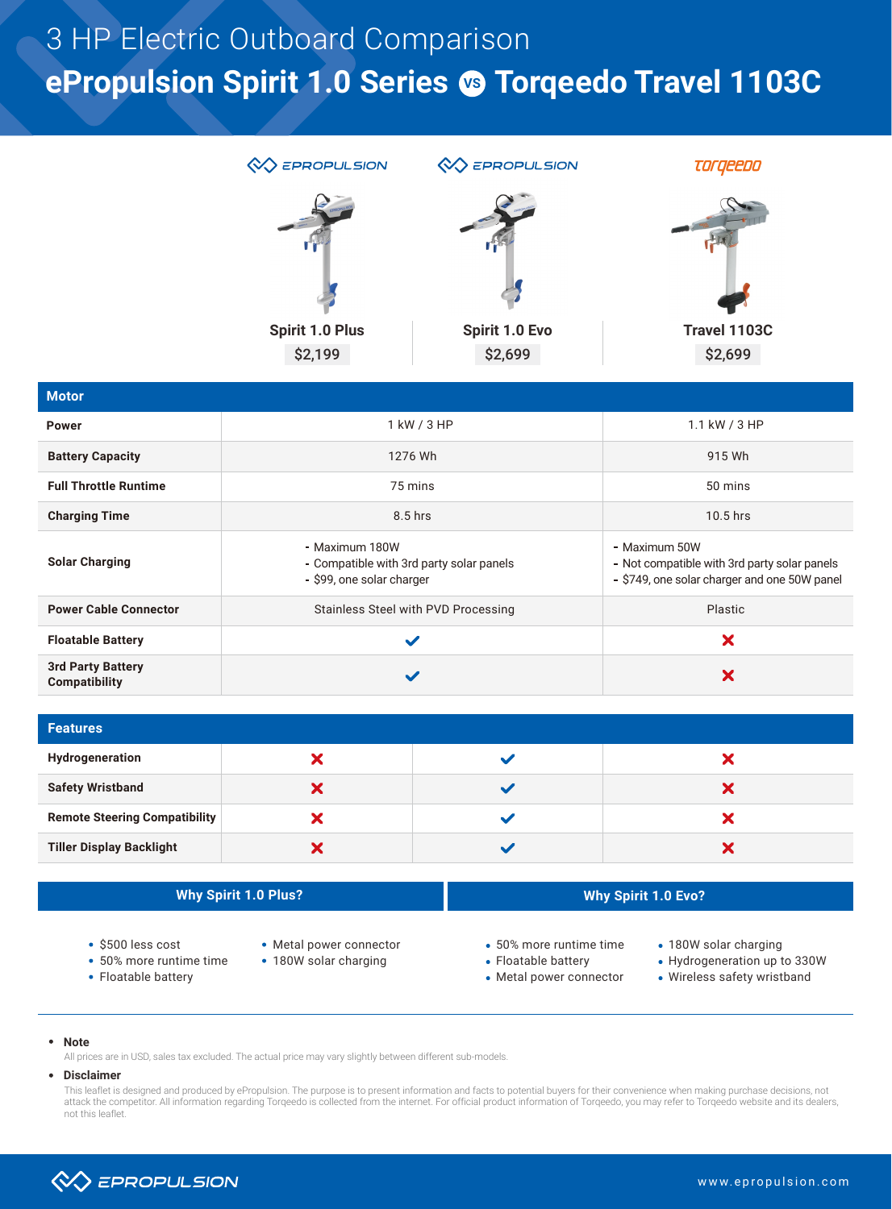# 3 HP Electric Outboard Comparison

## ePropulsion Spirit 1.0 Series VS Torqeedo Travel 1103C

| | ePropulsion Spirit 1.0 Plus | ePropulsion Spirit 1.0 Evo | Torqeedo Travel 1103C |
|---|---|---|---|
| Price | $2,199 | $2,699 | $2,699 |

| Motor | Spirit 1.0 Plus | Spirit 1.0 Evo | Travel 1103C |
|---|---|---|---|
| **Power** | 1 kW / 3 HP | | 1.1 kW / 3 HP |
| **Battery Capacity** | 1276 Wh | | 915 Wh |
| **Full Throttle Runtime** | 75 mins | | 50 mins |
| **Charging Time** | 8.5 hrs | | 10.5 hrs |
| **Solar Charging** | - Maximum 180W<br>- Compatible with 3rd party solar panels<br>- $99, one solar charger | | - Maximum 50W<br>- Not compatible with 3rd party solar panels<br>- $749, one solar charger and one 50W panel |
| **Power Cable Connector** | Stainless Steel with PVD Processing | | Plastic |
| **Floatable Battery** | ✔ | | ✘ |
| **3rd Party Battery Compatibility** | ✔ | | ✘ |

| Features | Spirit 1.0 Plus | Spirit 1.0 Evo | Travel 1103C |
|---|---|---|---|
| **Hydrogeneration** | ✘ | ✔ | ✘ |
| **Safety Wristband** | ✘ | ✔ | ✘ |
| **Remote Steering Compatibility** | ✘ | ✔ | ✘ |
| **Tiller Display Backlight** | ✘ | ✔ | ✘ |

### Why Spirit 1.0 Plus?

- $500 less cost
- 50% more runtime time
- Floatable battery
- Metal power connector
- 180W solar charging

### Why Spirit 1.0 Evo?

- 50% more runtime time
- Floatable battery
- Metal power connector
- 180W solar charging
- Hydrogeneration up to 330W
- Wireless safety wristband

- **Note**

  All prices are in USD, sales tax excluded. The actual price may vary slightly between different sub-models.

- **Disclaimer**

  This leaflet is designed and produced by ePropulsion. The purpose is to present information and facts to potential buyers for their convenience when making purchase decisions, not attack the competitor. All information regarding Torqeedo is collected from the internet. For official product information of Torqeedo, you may refer to Torqeedo website and its dealers, not this leaflet.

EPROPULSION www.epropulsion.com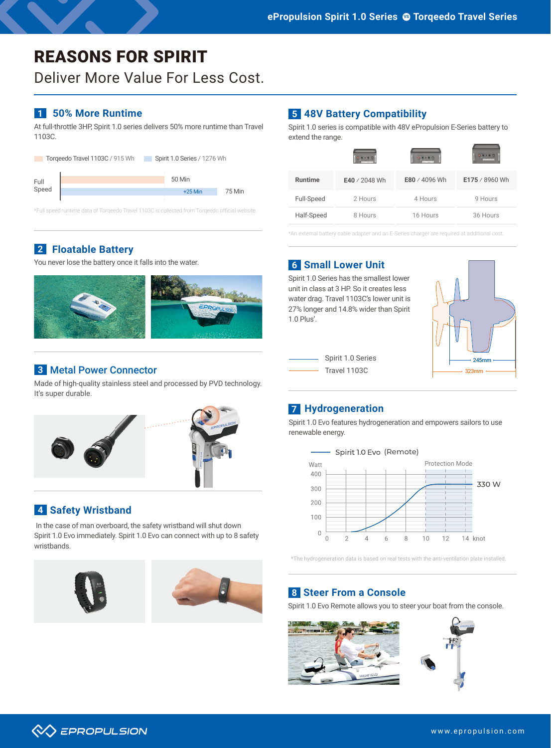# REASONS FOR SPIRIT

Deliver More Value For Less Cost.

## 1 50% More Runtime

At full-throttle 3HP, Spirit 1.0 series delivers 50% more runtime than Travel 1103C.

Torqeedo Travel 1103C / 915 Wh
Spirit 1.0 Series / 1276 Wh

Full Speed
50 Min
+25 Min
75 Min

*Full speed runtime data of Torqeedo Travel 1103C is collected from Torqeedo official website.

## 2 Floatable Battery

You never lose the battery once it falls into the water.

## 3 Metal Power Connector

Made of high-quality stainless steel and processed by PVD technology. It's super durable.

## 4 Safety Wristband

In the case of man overboard, the safety wristband will shut down Spirit 1.0 Evo immediately. Spirit 1.0 Evo can connect with up to 8 safety wristbands.

## 5 48V Battery Compatibility

Spirit 1.0 series is compatible with 48V ePropulsion E-Series battery to extend the range.

| Runtime | E40 / 2048 Wh | E80 / 4096 Wh | E175 / 8960 Wh |
|---|---|---|---|
| Full-Speed | 2 Hours | 4 Hours | 9 Hours |
| Half-Speed | 8 Hours | 16 Hours | 36 Hours |

*An external battery cable adapter and an E-Series charger are required at additional cost.

## 6 Small Lower Unit

Spirit 1.0 Series has the smallest lower unit in class at 3 HP. So it creates less water drag. Travel 1103C's lower unit is 27% longer and 14.8% wider than Spirit 1.0 Plus'.

Spirit 1.0 Series
Travel 1103C

245mm
323mm

## 7 Hydrogeneration

Spirit 1.0 Evo features hydrogeneration and empowers sailors to use renewable energy.

Spirit 1.0 Evo (Remote)
Watt
Protection Mode
330 W
0, 100, 200, 300, 400
0, 2, 4, 6, 8, 10, 12, 14 knot

*The hydrogeneration data is based on real tests with the anti-ventilation plate installed.

## 8 Steer From a Console

Spirit 1.0 Evo Remote allows you to steer your boat from the console.